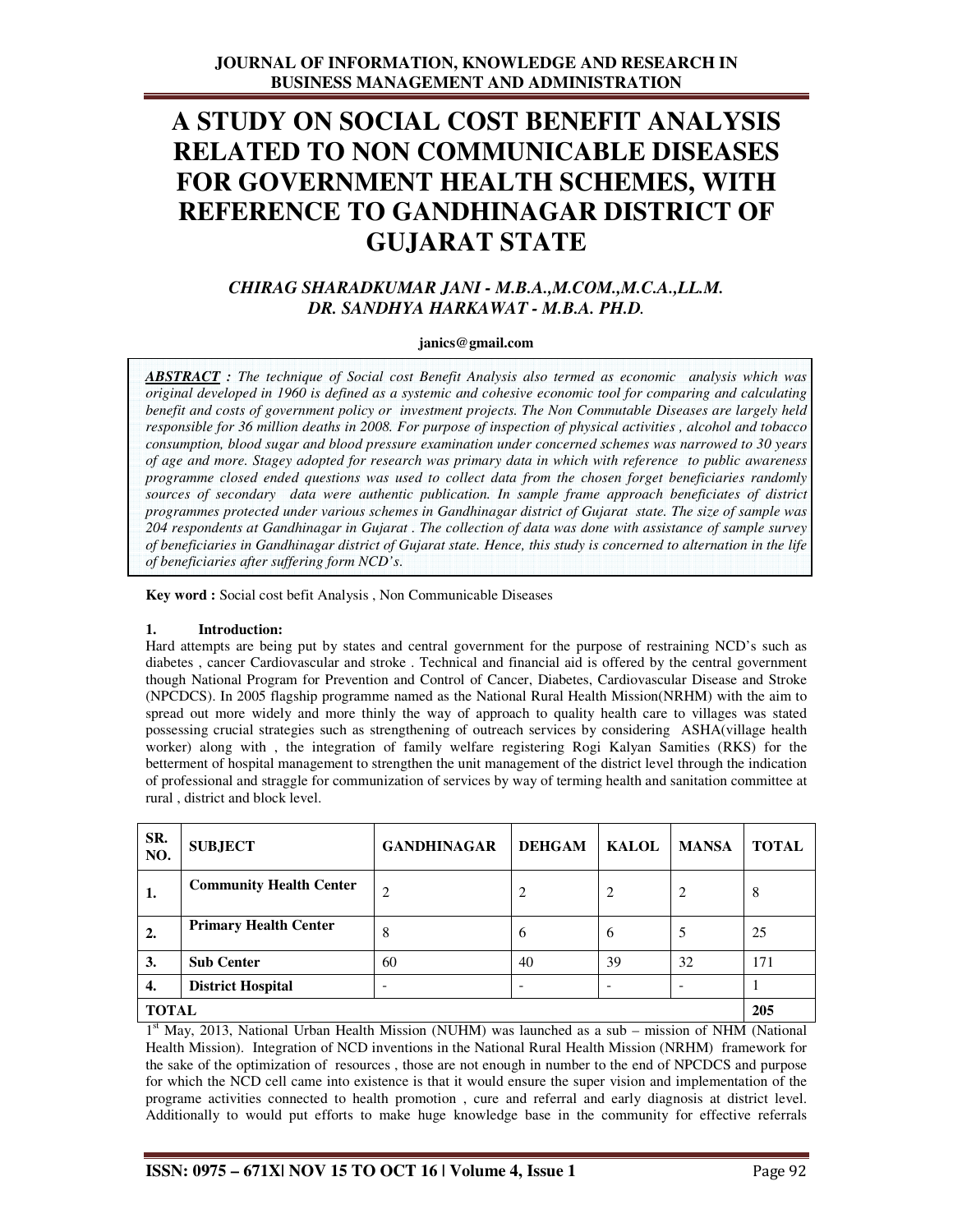# A STUDY ON SOCIAL COST BENEFIT ANALYSIS RELATED TO NON COMMUNICABLE DISEASES FOR GOVERNMENT HEALTH SCHEMES, WITH REFERENCE TO GANDHINAGAR DISTRICT OF GUJARAT STATE

***CHIRAG SHARADKUMAR JANI - M.B.A.,M.COM.,M.C.A.,LL.M.***
***DR. SANDHYA HARKAWAT - M.B.A. PH.D.***

**janics@gmail.com**

***ABSTRACT** : The technique of Social cost Benefit Analysis also termed as economic analysis which was original developed in 1960 is defined as a systemic and cohesive economic tool for comparing and calculating benefit and costs of government policy or investment projects. The Non Commutable Diseases are largely held responsible for 36 million deaths in 2008. For purpose of inspection of physical activities , alcohol and tobacco consumption, blood sugar and blood pressure examination under concerned schemes was narrowed to 30 years of age and more. Stagey adopted for research was primary data in which with reference to public awareness programme closed ended questions was used to collect data from the chosen forget beneficiaries randomly sources of secondary data were authentic publication. In sample frame approach beneficiates of district programmes protected under various schemes in Gandhinagar district of Gujarat state. The size of sample was 204 respondents at Gandhinagar in Gujarat . The collection of data was done with assistance of sample survey of beneficiaries in Gandhinagar district of Gujarat state. Hence, this study is concerned to alternation in the life of beneficiaries after suffering form NCD's.*

**Key word :** Social cost befit Analysis , Non Communicable Diseases

## 1. Introduction:

Hard attempts are being put by states and central government for the purpose of restraining NCD's such as diabetes , cancer Cardiovascular and stroke . Technical and financial aid is offered by the central government though National Program for Prevention and Control of Cancer, Diabetes, Cardiovascular Disease and Stroke (NPCDCS). In 2005 flagship programme named as the National Rural Health Mission(NRHM) with the aim to spread out more widely and more thinly the way of approach to quality health care to villages was stated possessing crucial strategies such as strengthening of outreach services by considering ASHA(village health worker) along with , the integration of family welfare registering Rogi Kalyan Samities (RKS) for the betterment of hospital management to strengthen the unit management of the district level through the indication of professional and straggle for communization of services by way of terming health and sanitation committee at rural , district and block level.

| SR. NO. | SUBJECT | GANDHINAGAR | DEHGAM | KALOL | MANSA | TOTAL |
|---|---|---|---|---|---|---|
| 1. | Community Health Center | 2 | 2 | 2 | 2 | 8 |
| 2. | Primary Health Center | 8 | 6 | 6 | 5 | 25 |
| 3. | Sub Center | 60 | 40 | 39 | 32 | 171 |
| 4. | District Hospital | - | - | - | - | 1 |
| TOTAL | | | | | | 205 |

1st May, 2013, National Urban Health Mission (NUHM) was launched as a sub – mission of NHM (National Health Mission). Integration of NCD inventions in the National Rural Health Mission (NRHM) framework for the sake of the optimization of resources , those are not enough in number to the end of NPCDCS and purpose for which the NCD cell came into existence is that it would ensure the super vision and implementation of the programe activities connected to health promotion , cure and referral and early diagnosis at district level. Additionally to would put efforts to make huge knowledge base in the community for effective referrals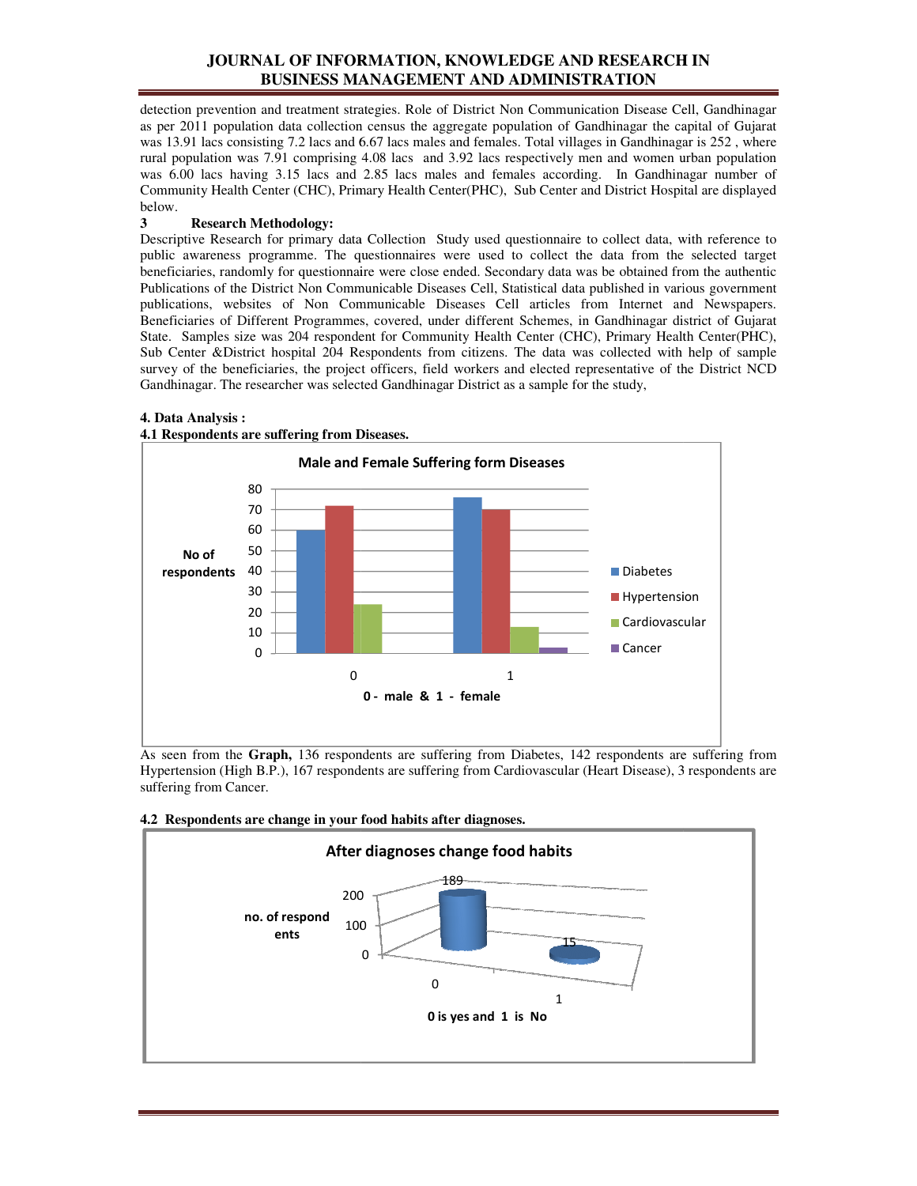detection prevention and treatment strategies. Role of District Non Communication Disease Cell, Gandhinagar as per 2011 population data collection census the aggregate population of Gandhinagar the capital of Gujarat was 13.91 lacs consisting 7.2 lacs and 6.67 lacs males and females. Total villages in Gandhinagar is 252 , where rural population was 7.91 comprising 4.08 lacs and 3.92 lacs respectively men and women urban population was 6.00 lacs having 3.15 lacs and 2.85 lacs males and females according. In Gandhinagar number of Community Health Center (CHC), Primary Health Center(PHC), Sub Center and District Hospital are displayed below.

### 3 Research Methodology:

Descriptive Research for primary data Collection Study used questionnaire to collect data, with reference to public awareness programme. The questionnaires were used to collect the data from the selected target beneficiaries, randomly for questionnaire were close ended. Secondary data was be obtained from the authentic Publications of the District Non Communicable Diseases Cell, Statistical data published in various government publications, websites of Non Communicable Diseases Cell articles from Internet and Newspapers. Beneficiaries of Different Programmes, covered, under different Schemes, in Gandhinagar district of Gujarat State. Samples size was 204 respondent for Community Health Center (CHC), Primary Health Center(PHC), Sub Center &District hospital 204 Respondents from citizens. The data was collected with help of sample survey of the beneficiaries, the project officers, field workers and elected representative of the District NCD Gandhinagar. The researcher was selected Gandhinagar District as a sample for the study,

### 4. Data Analysis :

**4.1 Respondents are suffering from Diseases.**

Male and Female Suffering form Diseases

| 0 - male & 1 - female | Diabetes | Hypertension | Cardiovascular | Cancer |
|---|---|---|---|---|
| 0 | 60 | 72 | 24 | 0 |
| 1 | 76 | 70 | 13 | 3 |

As seen from the **Graph,** 136 respondents are suffering from Diabetes, 142 respondents are suffering from Hypertension (High B.P.), 167 respondents are suffering from Cardiovascular (Heart Disease), 3 respondents are suffering from Cancer.

**4.2 Respondents are change in your food habits after diagnoses.**

After diagnoses change food habits

| 0 is yes and 1 is No | no. of respondents |
|---|---|
| 0 | 189 |
| 1 | 15 |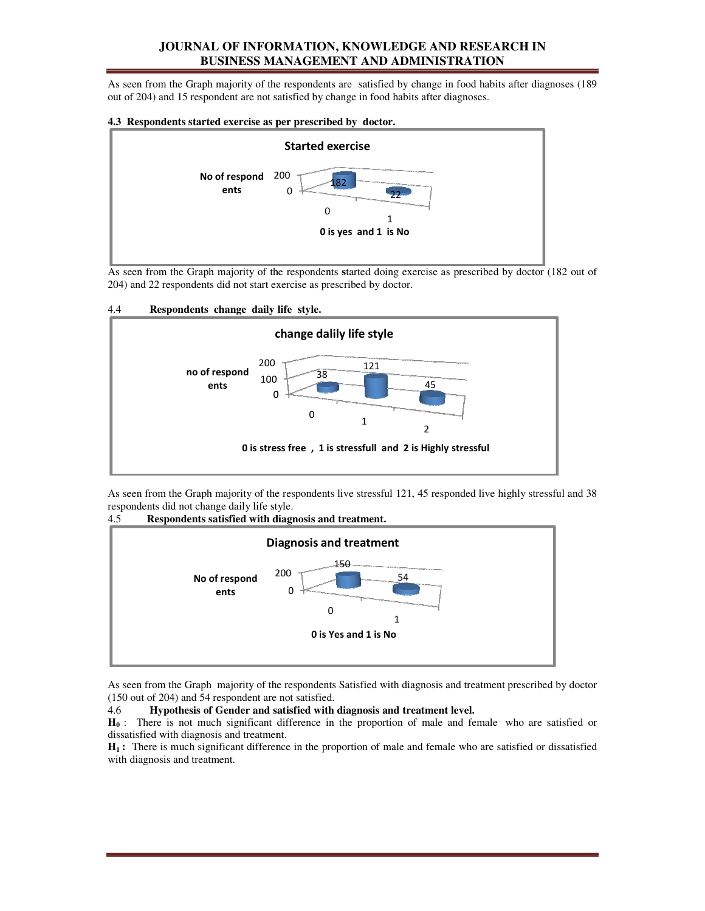As seen from the Graph majority of the respondents are satisfied by change in food habits after diagnoses (189 out of 204) and 15 respondent are not satisfied by change in food habits after diagnoses.

**4.3 Respondents started exercise as per prescribed by doctor.**

Started exercise

No of respondents: 200, 0

182, 22

0, 1

0 is yes and 1 is No

As seen from the Graph majority of the respondents started doing exercise as prescribed by doctor (182 out of 204) and 22 respondents did not start exercise as prescribed by doctor.

4.4 **Respondents change daily life style.**

change dalily life style

no of respondents: 200, 100, 0

38, 121, 45

0, 1, 2

0 is stress free , 1 is stressfull and 2 is Highly stressful

As seen from the Graph majority of the respondents live stressful 121, 45 responded live highly stressful and 38 respondents did not change daily life style.

4.5 **Respondents satisfied with diagnosis and treatment.**

Diagnosis and treatment

No of respondents: 200, 0

150, 54

0, 1

0 is Yes and 1 is No

As seen from the Graph majority of the respondents Satisfied with diagnosis and treatment prescribed by doctor (150 out of 204) and 54 respondent are not satisfied.

4.6 **Hypothesis of Gender and satisfied with diagnosis and treatment level.**

**$H_0$** : There is not much significant difference in the proportion of male and female who are satisfied or dissatisfied with diagnosis and treatment.

**$H_1$ :** There is much significant difference in the proportion of male and female who are satisfied or dissatisfied with diagnosis and treatment.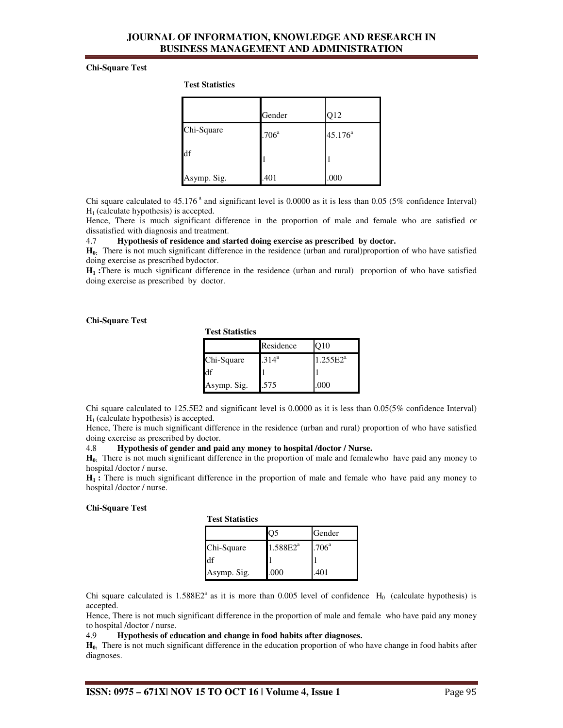**Chi-Square Test**

**Test Statistics**

| | Gender | Q12 |
|---|---|---|
| Chi-Square | .706[a] | 45.176[a] |
| df | 1 | 1 |
| Asymp. Sig. | .401 | .000 |

Chi square calculated to 45.176 [a] and significant level is 0.0000 as it is less than 0.05 (5% confidence Interval) $H_1$ (calculate hypothesis) is accepted.

Hence, There is much significant difference in the proportion of male and female who are satisfied or dissatisfied with diagnosis and treatment.

4.7 **Hypothesis of residence and started doing exercise as prescribed by doctor.**

**$H_0$:** There is not much significant difference in the residence (urban and rural)proportion of who have satisfied doing exercise as prescribed bydoctor.

**$H_1$ :**There is much significant difference in the residence (urban and rural) proportion of who have satisfied doing exercise as prescribed by doctor.

**Chi-Square Test**

**Test Statistics**

| | Residence | Q10 |
|---|---|---|
| Chi-Square | .314[a] | 1.255E2[a] |
| df | 1 | 1 |
| Asymp. Sig. | .575 | .000 |

Chi square calculated to 125.5E2 and significant level is 0.0000 as it is less than 0.05(5% confidence Interval) $H_1$ (calculate hypothesis) is accepted.

Hence, There is much significant difference in the residence (urban and rural) proportion of who have satisfied doing exercise as prescribed by doctor.

4.8 **Hypothesis of gender and paid any money to hospital /doctor / Nurse.**

**$H_0$:** There is not much significant difference in the proportion of male and femalewho have paid any money to hospital /doctor / nurse.

**$H_1$ :** There is much significant difference in the proportion of male and female who have paid any money to hospital /doctor / nurse.

**Chi-Square Test**

**Test Statistics**

| | Q5 | Gender |
|---|---|---|
| Chi-Square | 1.588E2[a] | .706[a] |
| df | 1 | 1 |
| Asymp. Sig. | .000 | .401 |

Chi square calculated is 1.588E2[a] as it is more than 0.005 level of confidence $H_0$ (calculate hypothesis) is accepted.

Hence, There is not much significant difference in the proportion of male and female who have paid any money to hospital /doctor / nurse.

4.9 **Hypothesis of education and change in food habits after diagnoses.**

**$H_0$:** There is not much significant difference in the education proportion of who have change in food habits after diagnoses.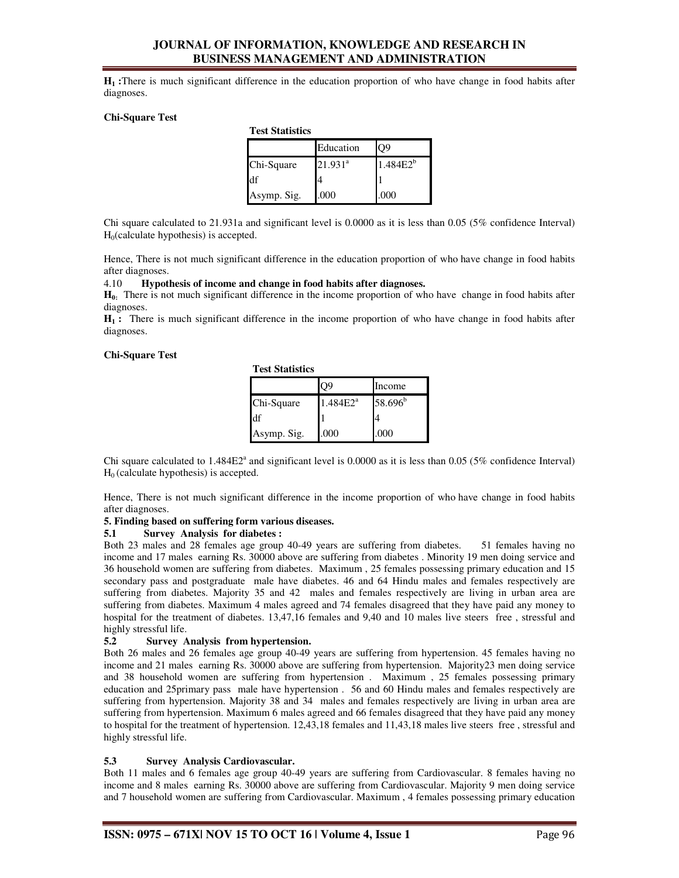**$H_1$ :**There is much significant difference in the education proportion of who have change in food habits after diagnoses.

**Chi-Square Test**

**Test Statistics**

| | Education | Q9 |
|---|---|---|
| Chi-Square | 21.931[a] | 1.484E2[b] |
| df | 4 | 1 |
| Asymp. Sig. | .000 | .000 |

Chi square calculated to 21.931a and significant level is 0.0000 as it is less than 0.05 (5% confidence Interval) $H_0$(calculate hypothesis) is accepted.

Hence, There is not much significant difference in the education proportion of who have change in food habits after diagnoses.

4.10 **Hypothesis of income and change in food habits after diagnoses.**

**$H_0$:** There is not much significant difference in the income proportion of who have change in food habits after diagnoses.

**$H_1$ :** There is much significant difference in the income proportion of who have change in food habits after diagnoses.

**Chi-Square Test**

**Test Statistics**

| | Q9 | Income |
|---|---|---|
| Chi-Square | 1.484E2[a] | 58.696[b] |
| df | 1 | 4 |
| Asymp. Sig. | .000 | .000 |

Chi square calculated to 1.484E2[a] and significant level is 0.0000 as it is less than 0.05 (5% confidence Interval) $H_0$ (calculate hypothesis) is accepted.

Hence, There is not much significant difference in the income proportion of who have change in food habits after diagnoses.

**5. Finding based on suffering form various diseases.**

**5.1 Survey Analysis for diabetes :**

Both 23 males and 28 females age group 40-49 years are suffering from diabetes. 51 females having no income and 17 males earning Rs. 30000 above are suffering from diabetes . Minority 19 men doing service and 36 household women are suffering from diabetes. Maximum , 25 females possessing primary education and 15 secondary pass and postgraduate male have diabetes. 46 and 64 Hindu males and females respectively are suffering from diabetes. Majority 35 and 42 males and females respectively are living in urban area are suffering from diabetes. Maximum 4 males agreed and 74 females disagreed that they have paid any money to hospital for the treatment of diabetes. 13,47,16 females and 9,40 and 10 males live steers free , stressful and highly stressful life.

**5.2 Survey Analysis from hypertension.**

Both 26 males and 26 females age group 40-49 years are suffering from hypertension. 45 females having no income and 21 males earning Rs. 30000 above are suffering from hypertension. Majority23 men doing service and 38 household women are suffering from hypertension . Maximum , 25 females possessing primary education and 25primary pass male have hypertension . 56 and 60 Hindu males and females respectively are suffering from hypertension. Majority 38 and 34 males and females respectively are living in urban area are suffering from hypertension. Maximum 6 males agreed and 66 females disagreed that they have paid any money to hospital for the treatment of hypertension. 12,43,18 females and 11,43,18 males live steers free , stressful and highly stressful life.

**5.3 Survey Analysis Cardiovascular.**

Both 11 males and 6 females age group 40-49 years are suffering from Cardiovascular. 8 females having no income and 8 males earning Rs. 30000 above are suffering from Cardiovascular. Majority 9 men doing service and 7 household women are suffering from Cardiovascular. Maximum , 4 females possessing primary education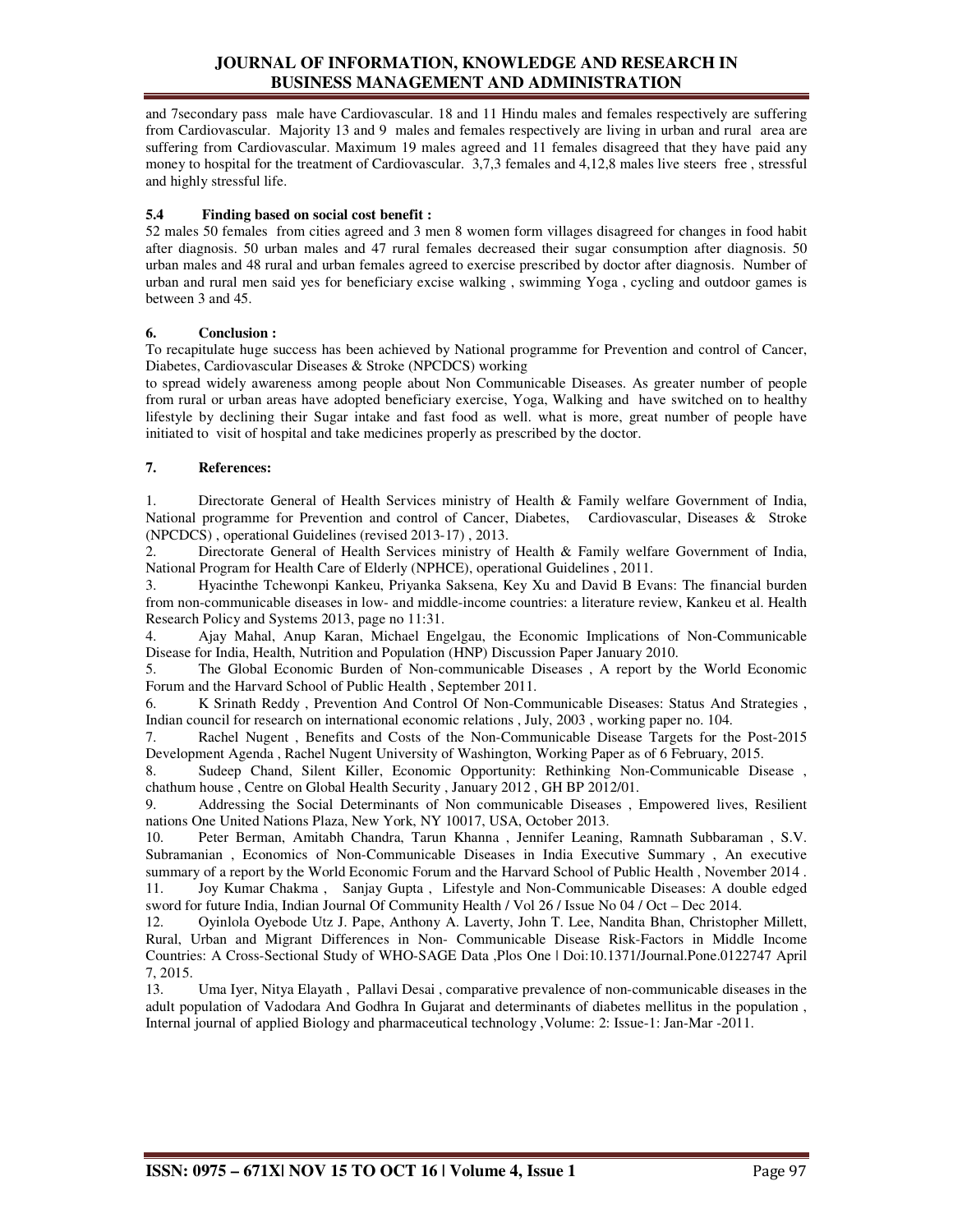and 7secondary pass male have Cardiovascular. 18 and 11 Hindu males and females respectively are suffering from Cardiovascular. Majority 13 and 9 males and females respectively are living in urban and rural area are suffering from Cardiovascular. Maximum 19 males agreed and 11 females disagreed that they have paid any money to hospital for the treatment of Cardiovascular. 3,7,3 females and 4,12,8 males live steers free , stressful and highly stressful life.

### 5.4 Finding based on social cost benefit :

52 males 50 females from cities agreed and 3 men 8 women form villages disagreed for changes in food habit after diagnosis. 50 urban males and 47 rural females decreased their sugar consumption after diagnosis. 50 urban males and 48 rural and urban females agreed to exercise prescribed by doctor after diagnosis. Number of urban and rural men said yes for beneficiary excise walking , swimming Yoga , cycling and outdoor games is between 3 and 45.

## 6. Conclusion :

To recapitulate huge success has been achieved by National programme for Prevention and control of Cancer, Diabetes, Cardiovascular Diseases & Stroke (NPCDCS) working

to spread widely awareness among people about Non Communicable Diseases. As greater number of people from rural or urban areas have adopted beneficiary exercise, Yoga, Walking and have switched on to healthy lifestyle by declining their Sugar intake and fast food as well. what is more, great number of people have initiated to visit of hospital and take medicines properly as prescribed by the doctor.

## 7. References:

1. Directorate General of Health Services ministry of Health & Family welfare Government of India, National programme for Prevention and control of Cancer, Diabetes, Cardiovascular, Diseases & Stroke (NPCDCS) , operational Guidelines (revised 2013-17) , 2013.
2. Directorate General of Health Services ministry of Health & Family welfare Government of India, National Program for Health Care of Elderly (NPHCE), operational Guidelines , 2011.
3. Hyacinthe Tchewonpi Kankeu, Priyanka Saksena, Key Xu and David B Evans: The financial burden from non-communicable diseases in low- and middle-income countries: a literature review, Kankeu et al. Health Research Policy and Systems 2013, page no 11:31.
4. Ajay Mahal, Anup Karan, Michael Engelgau, the Economic Implications of Non-Communicable Disease for India, Health, Nutrition and Population (HNP) Discussion Paper January 2010.
5. The Global Economic Burden of Non-communicable Diseases , A report by the World Economic Forum and the Harvard School of Public Health , September 2011.
6. K Srinath Reddy , Prevention And Control Of Non-Communicable Diseases: Status And Strategies , Indian council for research on international economic relations , July, 2003 , working paper no. 104.
7. Rachel Nugent , Benefits and Costs of the Non-Communicable Disease Targets for the Post-2015 Development Agenda , Rachel Nugent University of Washington, Working Paper as of 6 February, 2015.
8. Sudeep Chand, Silent Killer, Economic Opportunity: Rethinking Non-Communicable Disease , chathum house , Centre on Global Health Security , January 2012 , GH BP 2012/01.
9. Addressing the Social Determinants of Non communicable Diseases , Empowered lives, Resilient nations One United Nations Plaza, New York, NY 10017, USA, October 2013.
10. Peter Berman, Amitabh Chandra, Tarun Khanna , Jennifer Leaning, Ramnath Subbaraman , S.V. Subramanian , Economics of Non-Communicable Diseases in India Executive Summary , An executive summary of a report by the World Economic Forum and the Harvard School of Public Health , November 2014 .
11. Joy Kumar Chakma , Sanjay Gupta , Lifestyle and Non-Communicable Diseases: A double edged sword for future India, Indian Journal Of Community Health / Vol 26 / Issue No 04 / Oct – Dec 2014.
12. Oyinlola Oyebode Utz J. Pape, Anthony A. Laverty, John T. Lee, Nandita Bhan, Christopher Millett, Rural, Urban and Migrant Differences in Non- Communicable Disease Risk-Factors in Middle Income Countries: A Cross-Sectional Study of WHO-SAGE Data ,Plos One | Doi:10.1371/Journal.Pone.0122747 April 7, 2015.
13. Uma Iyer, Nitya Elayath , Pallavi Desai , comparative prevalence of non-communicable diseases in the adult population of Vadodara And Godhra In Gujarat and determinants of diabetes mellitus in the population , Internal journal of applied Biology and pharmaceutical technology ,Volume: 2: Issue-1: Jan-Mar -2011.